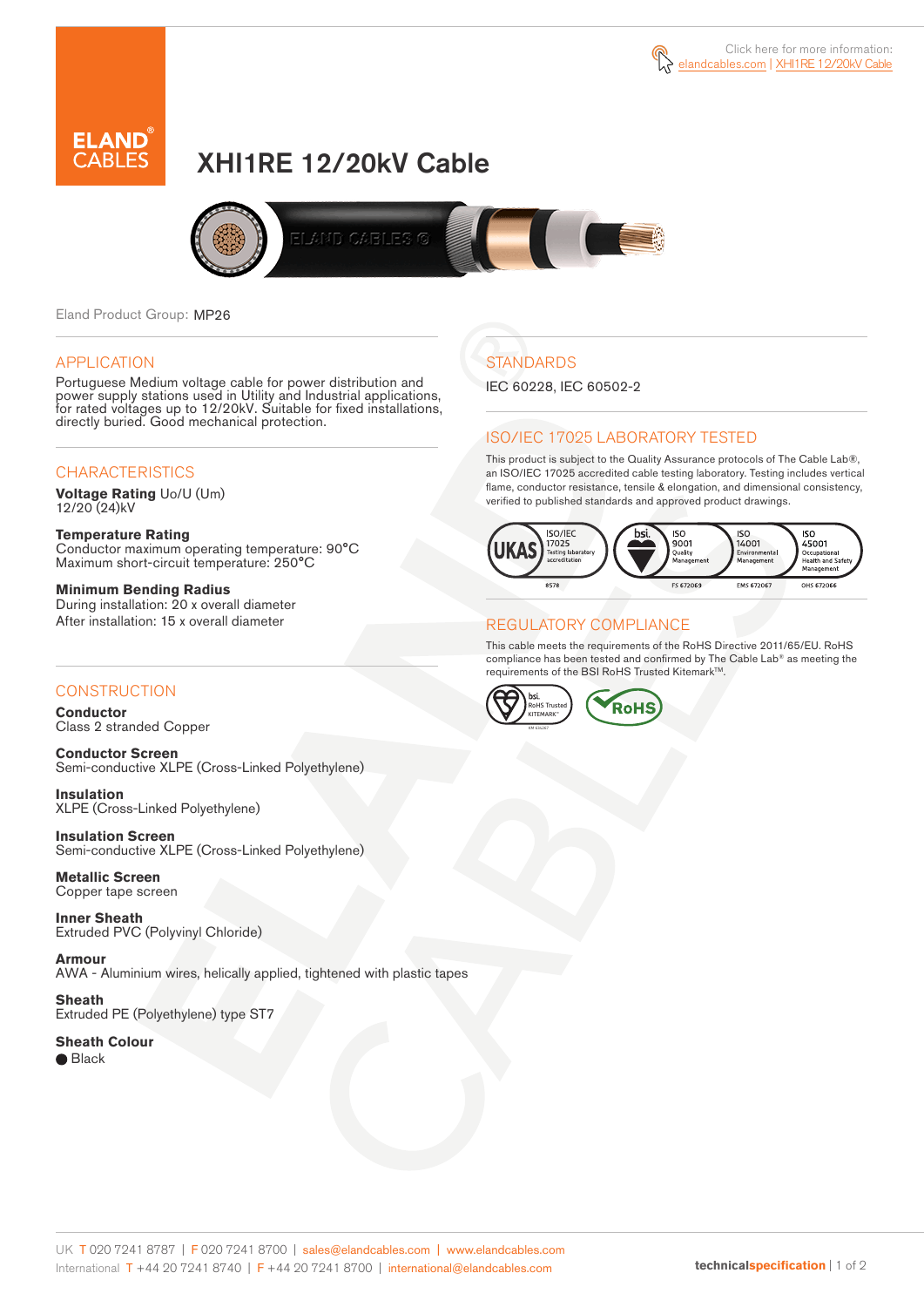Click here for more information: elandcables.com | XHI1RE 12/20kV Cable

# XHI1RE 12/20kV Cable

Eland Product Group: MP26

## APPLICATION

Portuguese Medium voltage cable for power distribution and power supply stations used in Utility and Industrial applications, for rated voltages up to 12/20kV. Suitable for fixed installations, directly buried. Good mechanical protection.

## CHARACTERISTICS

**Voltage Rating** Uo/U (Um)
12/20 (24)kV

**Temperature Rating**
Conductor maximum operating temperature: 90°C
Maximum short-circuit temperature: 250°C

**Minimum Bending Radius**
During installation: 20 x overall diameter
After installation: 15 x overall diameter

## CONSTRUCTION

**Conductor**
Class 2 stranded Copper

**Conductor Screen**
Semi-conductive XLPE (Cross-Linked Polyethylene)

**Insulation**
XLPE (Cross-Linked Polyethylene)

**Insulation Screen**
Semi-conductive XLPE (Cross-Linked Polyethylene)

**Metallic Screen**
Copper tape screen

**Inner Sheath**
Extruded PVC (Polyvinyl Chloride)

**Armour**
AWA - Aluminium wires, helically applied, tightened with plastic tapes

**Sheath**
Extruded PE (Polyethylene) type ST7

**Sheath Colour**
● Black

## STANDARDS

IEC 60228, IEC 60502-2

## ISO/IEC 17025 LABORATORY TESTED

This product is subject to the Quality Assurance protocols of The Cable Lab®, an ISO/IEC 17025 accredited cable testing laboratory. Testing includes vertical flame, conductor resistance, tensile & elongation, and dimensional consistency, verified to published standards and approved product drawings.

UKAS ISO/IEC 17025 Testing laboratory accreditation 8578 | bsi. ISO 9001 Quality Management FS 672069 | ISO 14001 Environmental Management EMS 672067 | ISO 45001 Occupational Health and Safety Management OHS 672066

## REGULATORY COMPLIANCE

This cable meets the requirements of the RoHS Directive 2011/65/EU. RoHS compliance has been tested and confirmed by The Cable Lab® as meeting the requirements of the BSI RoHS Trusted Kitemark™.

bsi. RoHS Trusted KITEMARK™ | RoHS

UK T 020 7241 8787 | F 020 7241 8700 | sales@elandcables.com | www.elandcables.com
International T +44 20 7241 8740 | F +44 20 7241 8700 | international@elandcables.com

technicalspecification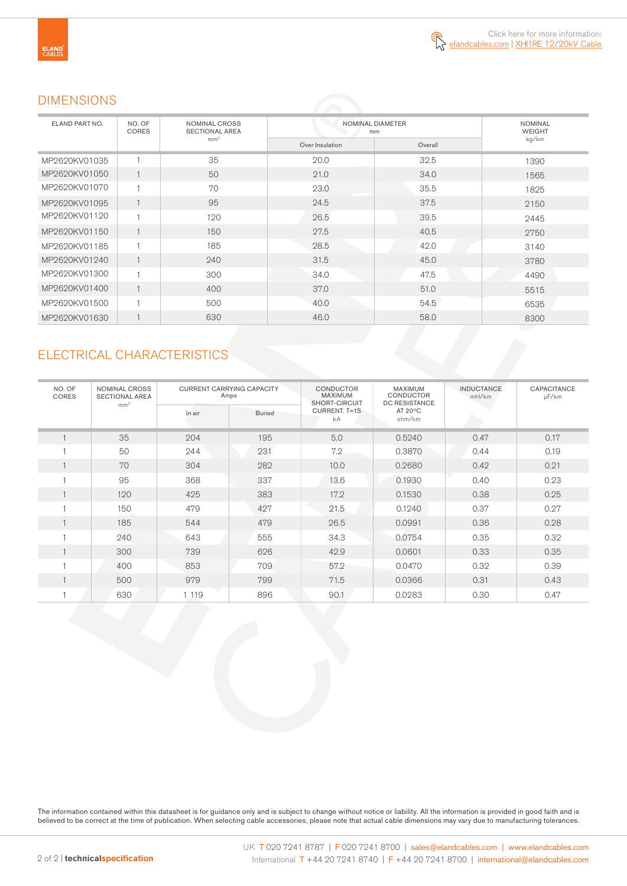Click here for more information: elandcables.com | XHI1RE 12/20kV Cable

## DIMENSIONS

| ELAND PART NO. | NO. OF CORES | NOMINAL CROSS SECTIONAL AREA mm² | NOMINAL DIAMETER mm | | NOMINAL WEIGHT kg/km |
|---|---|---|---|---|---|
| | | | Over Insulation | Overall | |
| MP2620KV01035 | 1 | 35 | 20.0 | 32.5 | 1390 |
| MP2620KV01050 | 1 | 50 | 21.0 | 34.0 | 1565 |
| MP2620KV01070 | 1 | 70 | 23.0 | 35.5 | 1825 |
| MP2620KV01095 | 1 | 95 | 24.5 | 37.5 | 2150 |
| MP2620KV01120 | 1 | 120 | 26.5 | 39.5 | 2445 |
| MP2620KV01150 | 1 | 150 | 27.5 | 40.5 | 2750 |
| MP2620KV01185 | 1 | 185 | 28.5 | 42.0 | 3140 |
| MP2620KV01240 | 1 | 240 | 31.5 | 45.0 | 3780 |
| MP2620KV01300 | 1 | 300 | 34.0 | 47.5 | 4490 |
| MP2620KV01400 | 1 | 400 | 37.0 | 51.0 | 5515 |
| MP2620KV01500 | 1 | 500 | 40.0 | 54.5 | 6535 |
| MP2620KV01630 | 1 | 630 | 46.0 | 58.0 | 8300 |

## ELECTRICAL CHARACTERISTICS

| NO. OF CORES | NOMINAL CROSS SECTIONAL AREA mm² | CURRENT CARRYING CAPACITY Amps | | CONDUCTOR MAXIMUM SHORT-CIRCUIT CURRENT. T=1S kA | MAXIMUM CONDUCTOR DC RESISTANCE AT 20ºC ohm/km | INDUCTANCE mH/km | CAPACITANCE µF/km |
|---|---|---|---|---|---|---|---|
| | | In air | Buried | | | | |
| 1 | 35 | 204 | 195 | 5.0 | 0.5240 | 0.47 | 0.17 |
| 1 | 50 | 244 | 231 | 7.2 | 0.3870 | 0.44 | 0.19 |
| 1 | 70 | 304 | 282 | 10.0 | 0.2680 | 0.42 | 0.21 |
| 1 | 95 | 368 | 337 | 13.6 | 0.1930 | 0.40 | 0.23 |
| 1 | 120 | 425 | 383 | 17.2 | 0.1530 | 0.38 | 0.25 |
| 1 | 150 | 479 | 427 | 21.5 | 0.1240 | 0.37 | 0.27 |
| 1 | 185 | 544 | 479 | 26.5 | 0.0991 | 0.36 | 0.28 |
| 1 | 240 | 643 | 555 | 34.3 | 0.0754 | 0.35 | 0.32 |
| 1 | 300 | 739 | 626 | 42.9 | 0.0601 | 0.33 | 0.35 |
| 1 | 400 | 853 | 709 | 57.2 | 0.0470 | 0.32 | 0.39 |
| 1 | 500 | 979 | 799 | 71.5 | 0.0366 | 0.31 | 0.43 |
| 1 | 630 | 1 119 | 896 | 90.1 | 0.0283 | 0.30 | 0.47 |

The information contained within this datasheet is for guidance only and is subject to change without notice or liability. All the information is provided in good faith and is believed to be correct at the time of publication. When selecting cable accessories, please note that actual cable dimensions may vary due to manufacturing tolerances.

UK T 020 7241 8787 | F 020 7241 8700 | sales@elandcables.com | www.elandcables.com
International T +44 20 7241 8740 | F +44 20 7241 8700 | international@elandcables.com